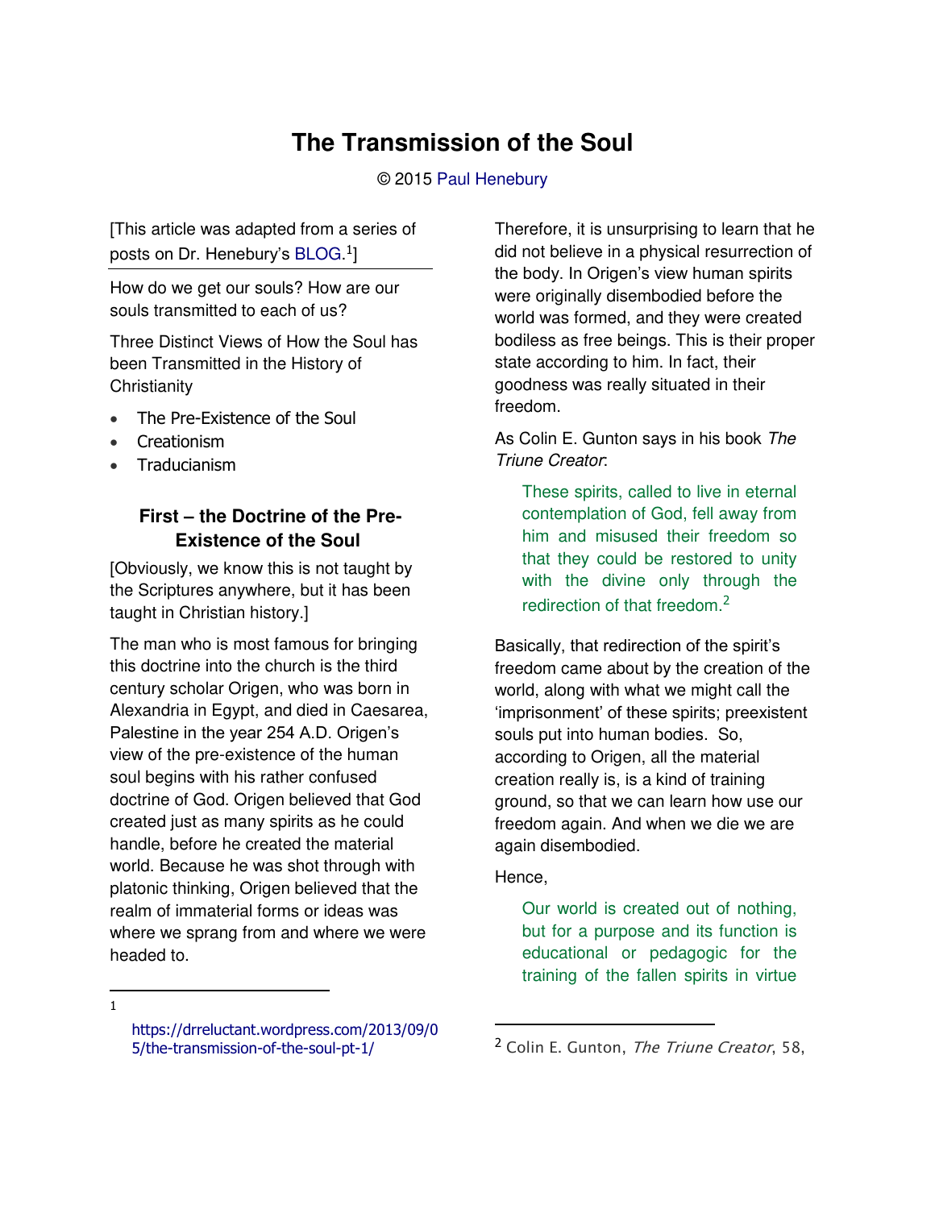# The Transmission of the Soul

© 2015 Paul Henebury

[This article was adapted from a series of posts on Dr. Henebury's BLOG.[1]]

How do we get our souls? How are our souls transmitted to each of us?

Three Distinct Views of How the Soul has been Transmitted in the History of Christianity

- The Pre-Existence of the Soul
- Creationism
- Traducianism

### First – the Doctrine of the Pre-Existence of the Soul

[Obviously, we know this is not taught by the Scriptures anywhere, but it has been taught in Christian history.]

The man who is most famous for bringing this doctrine into the church is the third century scholar Origen, who was born in Alexandria in Egypt, and died in Caesarea, Palestine in the year 254 A.D. Origen's view of the pre-existence of the human soul begins with his rather confused doctrine of God. Origen believed that God created just as many spirits as he could handle, before he created the material world. Because he was shot through with platonic thinking, Origen believed that the realm of immaterial forms or ideas was where we sprang from and where we were headed to.

Therefore, it is unsurprising to learn that he did not believe in a physical resurrection of the body. In Origen's view human spirits were originally disembodied before the world was formed, and they were created bodiless as free beings. This is their proper state according to him. In fact, their goodness was really situated in their freedom.

As Colin E. Gunton says in his book *The Triune Creator*:

> These spirits, called to live in eternal contemplation of God, fell away from him and misused their freedom so that they could be restored to unity with the divine only through the redirection of that freedom.[2]

Basically, that redirection of the spirit's freedom came about by the creation of the world, along with what we might call the 'imprisonment' of these spirits; preexistent souls put into human bodies. So, according to Origen, all the material creation really is, is a kind of training ground, so that we can learn how use our freedom again. And when we die we are again disembodied.

Hence,

> Our world is created out of nothing, but for a purpose and its function is educational or pedagogic for the training of the fallen spirits in virtue

---

[1] https://drreluctant.wordpress.com/2013/09/05/the-transmission-of-the-soul-pt-1/

[2] Colin E. Gunton, *The Triune Creator*, 58,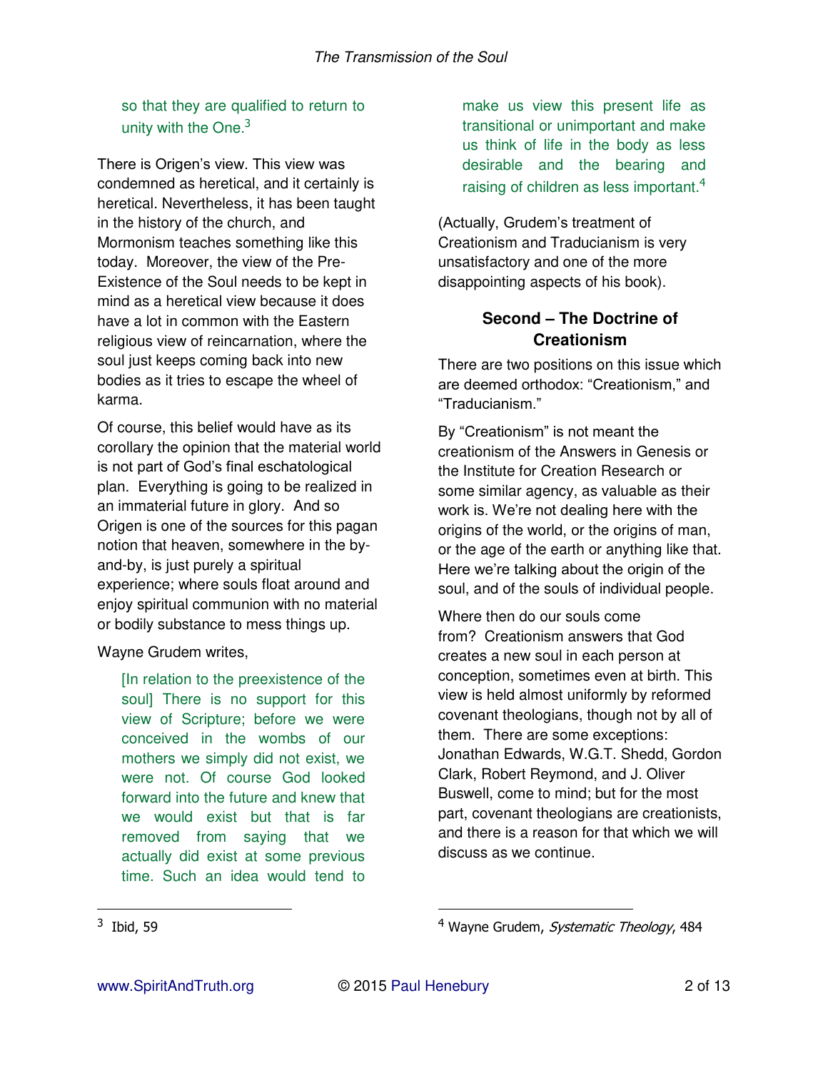> so that they are qualified to return to unity with the One.[3]

There is Origen's view. This view was condemned as heretical, and it certainly is heretical. Nevertheless, it has been taught in the history of the church, and Mormonism teaches something like this today. Moreover, the view of the Pre-Existence of the Soul needs to be kept in mind as a heretical view because it does have a lot in common with the Eastern religious view of reincarnation, where the soul just keeps coming back into new bodies as it tries to escape the wheel of karma.

Of course, this belief would have as its corollary the opinion that the material world is not part of God's final eschatological plan. Everything is going to be realized in an immaterial future in glory. And so Origen is one of the sources for this pagan notion that heaven, somewhere in the by-and-by, is just purely a spiritual experience; where souls float around and enjoy spiritual communion with no material or bodily substance to mess things up.

Wayne Grudem writes,

> [In relation to the preexistence of the soul] There is no support for this view of Scripture; before we were conceived in the wombs of our mothers we simply did not exist, we were not. Of course God looked forward into the future and knew that we would exist but that is far removed from saying that we actually did exist at some previous time. Such an idea would tend to make us view this present life as transitional or unimportant and make us think of life in the body as less desirable and the bearing and raising of children as less important.[4]

(Actually, Grudem's treatment of Creationism and Traducianism is very unsatisfactory and one of the more disappointing aspects of his book).

### Second – The Doctrine of Creationism

There are two positions on this issue which are deemed orthodox: "Creationism," and "Traducianism."

By "Creationism" is not meant the creationism of the Answers in Genesis or the Institute for Creation Research or some similar agency, as valuable as their work is. We're not dealing here with the origins of the world, or the origins of man, or the age of the earth or anything like that. Here we're talking about the origin of the soul, and of the souls of individual people.

Where then do our souls come from? Creationism answers that God creates a new soul in each person at conception, sometimes even at birth. This view is held almost uniformly by reformed covenant theologians, though not by all of them. There are some exceptions: Jonathan Edwards, W.G.T. Shedd, Gordon Clark, Robert Reymond, and J. Oliver Buswell, come to mind; but for the most part, covenant theologians are creationists, and there is a reason for that which we will discuss as we continue.

---

[3] Ibid, 59

[4] Wayne Grudem, *Systematic Theology*, 484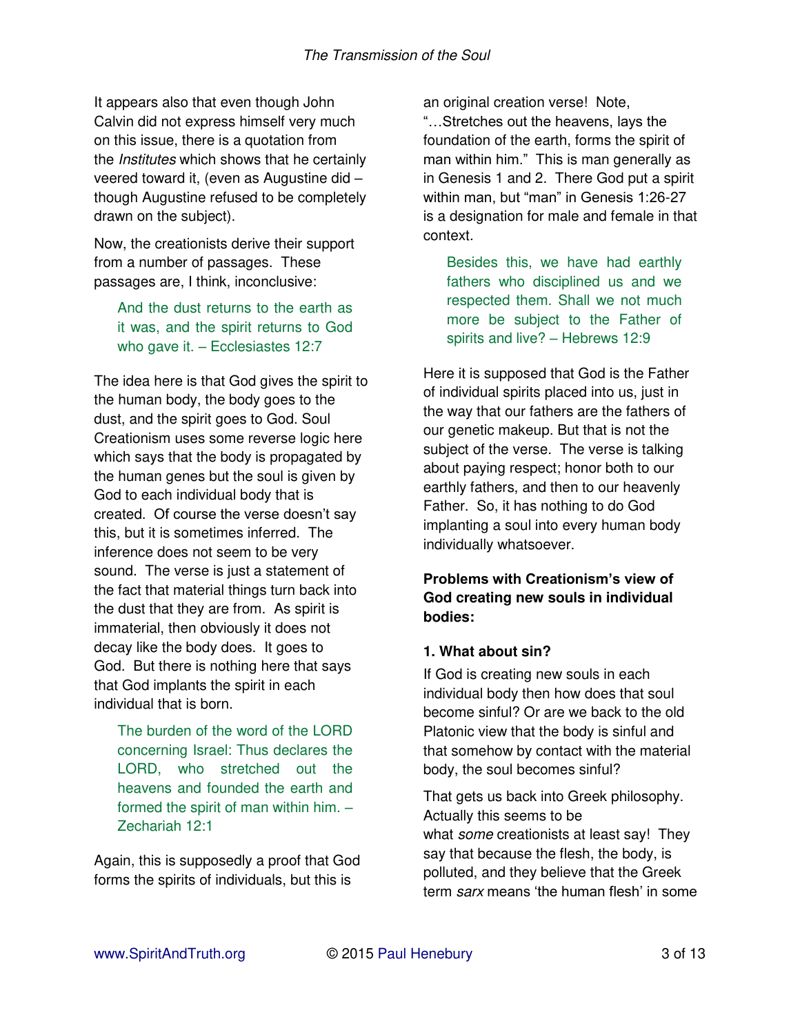It appears also that even though John Calvin did not express himself very much on this issue, there is a quotation from the *Institutes* which shows that he certainly veered toward it, (even as Augustine did – though Augustine refused to be completely drawn on the subject).

Now, the creationists derive their support from a number of passages. These passages are, I think, inconclusive:

> And the dust returns to the earth as it was, and the spirit returns to God who gave it. – Ecclesiastes 12:7

The idea here is that God gives the spirit to the human body, the body goes to the dust, and the spirit goes to God. Soul Creationism uses some reverse logic here which says that the body is propagated by the human genes but the soul is given by God to each individual body that is created. Of course the verse doesn't say this, but it is sometimes inferred. The inference does not seem to be very sound. The verse is just a statement of the fact that material things turn back into the dust that they are from. As spirit is immaterial, then obviously it does not decay like the body does. It goes to God. But there is nothing here that says that God implants the spirit in each individual that is born.

> The burden of the word of the LORD concerning Israel: Thus declares the LORD, who stretched out the heavens and founded the earth and formed the spirit of man within him. – Zechariah 12:1

Again, this is supposedly a proof that God forms the spirits of individuals, but this is an original creation verse! Note, "…Stretches out the heavens, lays the foundation of the earth, forms the spirit of man within him." This is man generally as in Genesis 1 and 2. There God put a spirit within man, but "man" in Genesis 1:26-27 is a designation for male and female in that context.

> Besides this, we have had earthly fathers who disciplined us and we respected them. Shall we not much more be subject to the Father of spirits and live? – Hebrews 12:9

Here it is supposed that God is the Father of individual spirits placed into us, just in the way that our fathers are the fathers of our genetic makeup. But that is not the subject of the verse. The verse is talking about paying respect; honor both to our earthly fathers, and then to our heavenly Father. So, it has nothing to do God implanting a soul into every human body individually whatsoever.

**Problems with Creationism's view of God creating new souls in individual bodies:**

**1. What about sin?**

If God is creating new souls in each individual body then how does that soul become sinful? Or are we back to the old Platonic view that the body is sinful and that somehow by contact with the material body, the soul becomes sinful?

That gets us back into Greek philosophy. Actually this seems to be what *some* creationists at least say! They say that because the flesh, the body, is polluted, and they believe that the Greek term *sarx* means 'the human flesh' in some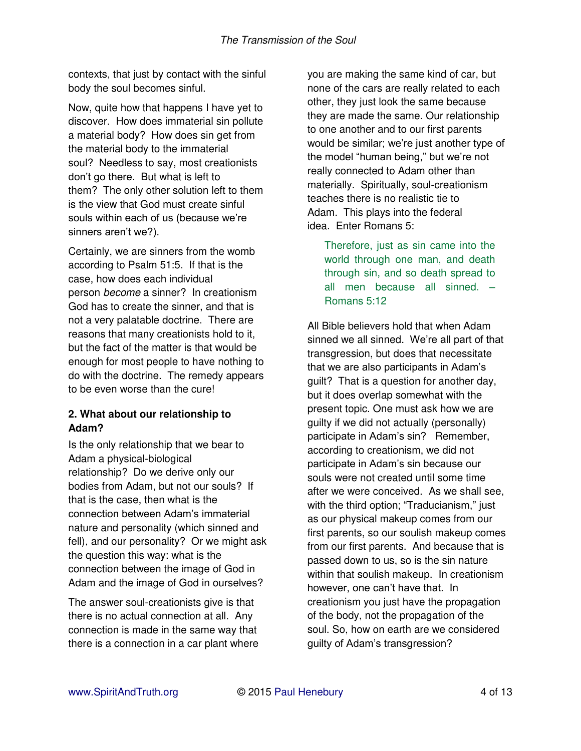contexts, that just by contact with the sinful body the soul becomes sinful.

Now, quite how that happens I have yet to discover. How does immaterial sin pollute a material body? How does sin get from the material body to the immaterial soul? Needless to say, most creationists don't go there. But what is left to them? The only other solution left to them is the view that God must create sinful souls within each of us (because we're sinners aren't we?).

Certainly, we are sinners from the womb according to Psalm 51:5. If that is the case, how does each individual person *become* a sinner? In creationism God has to create the sinner, and that is not a very palatable doctrine. There are reasons that many creationists hold to it, but the fact of the matter is that would be enough for most people to have nothing to do with the doctrine. The remedy appears to be even worse than the cure!

**2. What about our relationship to Adam?**

Is the only relationship that we bear to Adam a physical-biological relationship? Do we derive only our bodies from Adam, but not our souls? If that is the case, then what is the connection between Adam's immaterial nature and personality (which sinned and fell), and our personality? Or we might ask the question this way: what is the connection between the image of God in Adam and the image of God in ourselves?

The answer soul-creationists give is that there is no actual connection at all. Any connection is made in the same way that there is a connection in a car plant where you are making the same kind of car, but none of the cars are really related to each other, they just look the same because they are made the same. Our relationship to one another and to our first parents would be similar; we're just another type of the model "human being," but we're not really connected to Adam other than materially. Spiritually, soul-creationism teaches there is no realistic tie to Adam. This plays into the federal idea. Enter Romans 5:

> Therefore, just as sin came into the world through one man, and death through sin, and so death spread to all men because all sinned. – Romans 5:12

All Bible believers hold that when Adam sinned we all sinned. We're all part of that transgression, but does that necessitate that we are also participants in Adam's guilt? That is a question for another day, but it does overlap somewhat with the present topic. One must ask how we are guilty if we did not actually (personally) participate in Adam's sin? Remember, according to creationism, we did not participate in Adam's sin because our souls were not created until some time after we were conceived. As we shall see, with the third option; "Traducianism," just as our physical makeup comes from our first parents, so our soulish makeup comes from our first parents. And because that is passed down to us, so is the sin nature within that soulish makeup. In creationism however, one can't have that. In creationism you just have the propagation of the body, not the propagation of the soul. So, how on earth are we considered guilty of Adam's transgression?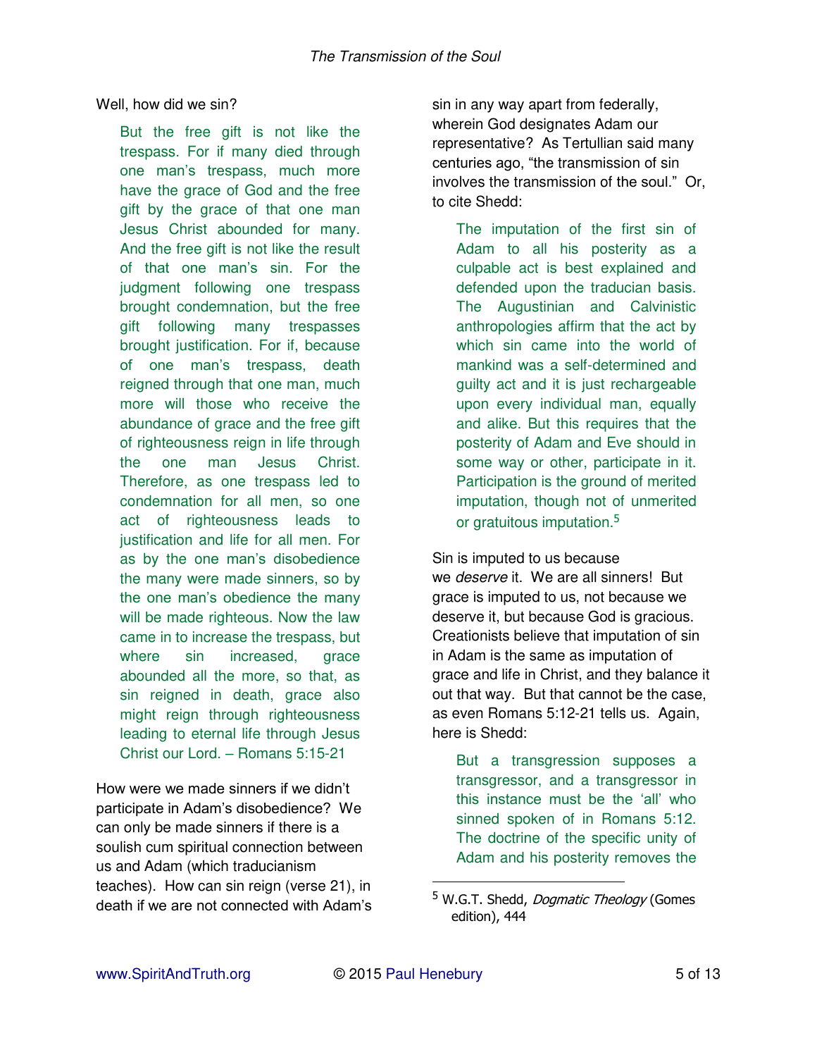Well, how did we sin?

> But the free gift is not like the trespass. For if many died through one man's trespass, much more have the grace of God and the free gift by the grace of that one man Jesus Christ abounded for many. And the free gift is not like the result of that one man's sin. For the judgment following one trespass brought condemnation, but the free gift following many trespasses brought justification. For if, because of one man's trespass, death reigned through that one man, much more will those who receive the abundance of grace and the free gift of righteousness reign in life through the one man Jesus Christ. Therefore, as one trespass led to condemnation for all men, so one act of righteousness leads to justification and life for all men. For as by the one man's disobedience the many were made sinners, so by the one man's obedience the many will be made righteous. Now the law came in to increase the trespass, but where sin increased, grace abounded all the more, so that, as sin reigned in death, grace also might reign through righteousness leading to eternal life through Jesus Christ our Lord. – Romans 5:15-21

How were we made sinners if we didn't participate in Adam's disobedience? We can only be made sinners if there is a soulish cum spiritual connection between us and Adam (which traducianism teaches). How can sin reign (verse 21), in death if we are not connected with Adam's sin in any way apart from federally, wherein God designates Adam our representative? As Tertullian said many centuries ago, "the transmission of sin involves the transmission of the soul." Or, to cite Shedd:

> The imputation of the first sin of Adam to all his posterity as a culpable act is best explained and defended upon the traducian basis. The Augustinian and Calvinistic anthropologies affirm that the act by which sin came into the world of mankind was a self-determined and guilty act and it is just rechargeable upon every individual man, equally and alike. But this requires that the posterity of Adam and Eve should in some way or other, participate in it. Participation is the ground of merited imputation, though not of unmerited or gratuitous imputation.[5]

Sin is imputed to us because we *deserve* it. We are all sinners! But grace is imputed to us, not because we deserve it, but because God is gracious. Creationists believe that imputation of sin in Adam is the same as imputation of grace and life in Christ, and they balance it out that way. But that cannot be the case, as even Romans 5:12-21 tells us. Again, here is Shedd:

> But a transgression supposes a transgressor, and a transgressor in this instance must be the 'all' who sinned spoken of in Romans 5:12. The doctrine of the specific unity of Adam and his posterity removes the

[5] W.G.T. Shedd, *Dogmatic Theology* (Gomes edition), 444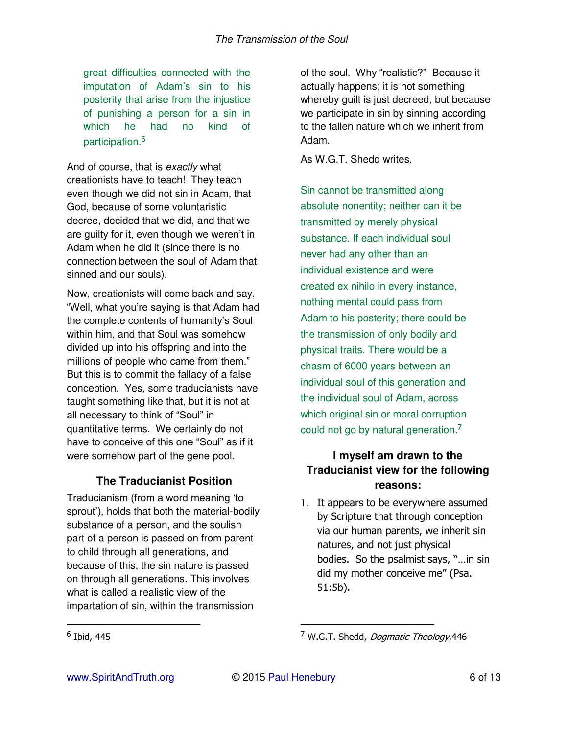> great difficulties connected with the imputation of Adam's sin to his posterity that arise from the injustice of punishing a person for a sin in which he had no kind of participation.[6]

And of course, that is *exactly* what creationists have to teach! They teach even though we did not sin in Adam, that God, because of some voluntaristic decree, decided that we did, and that we are guilty for it, even though we weren't in Adam when he did it (since there is no connection between the soul of Adam that sinned and our souls).

Now, creationists will come back and say, "Well, what you're saying is that Adam had the complete contents of humanity's Soul within him, and that Soul was somehow divided up into his offspring and into the millions of people who came from them." But this is to commit the fallacy of a false conception. Yes, some traducianists have taught something like that, but it is not at all necessary to think of "Soul" in quantitative terms. We certainly do not have to conceive of this one "Soul" as if it were somehow part of the gene pool.

### The Traducianist Position

Traducianism (from a word meaning 'to sprout'), holds that both the material-bodily substance of a person, and the soulish part of a person is passed on from parent to child through all generations, and because of this, the sin nature is passed on through all generations. This involves what is called a realistic view of the impartation of sin, within the transmission of the soul. Why "realistic?" Because it actually happens; it is not something whereby guilt is just decreed, but because we participate in sin by sinning according to the fallen nature which we inherit from Adam.

As W.G.T. Shedd writes,

> Sin cannot be transmitted along absolute nonentity; neither can it be transmitted by merely physical substance. If each individual soul never had any other than an individual existence and were created ex nihilo in every instance, nothing mental could pass from Adam to his posterity; there could be the transmission of only bodily and physical traits. There would be a chasm of 6000 years between an individual soul of this generation and the individual soul of Adam, across which original sin or moral corruption could not go by natural generation.[7]

### I myself am drawn to the Traducianist view for the following reasons:

1. It appears to be everywhere assumed by Scripture that through conception via our human parents, we inherit sin natures, and not just physical bodies. So the psalmist says, "…in sin did my mother conceive me" (Psa. 51:5b).

---

[6] Ibid, 445

[7] W.G.T. Shedd, *Dogmatic Theology*,446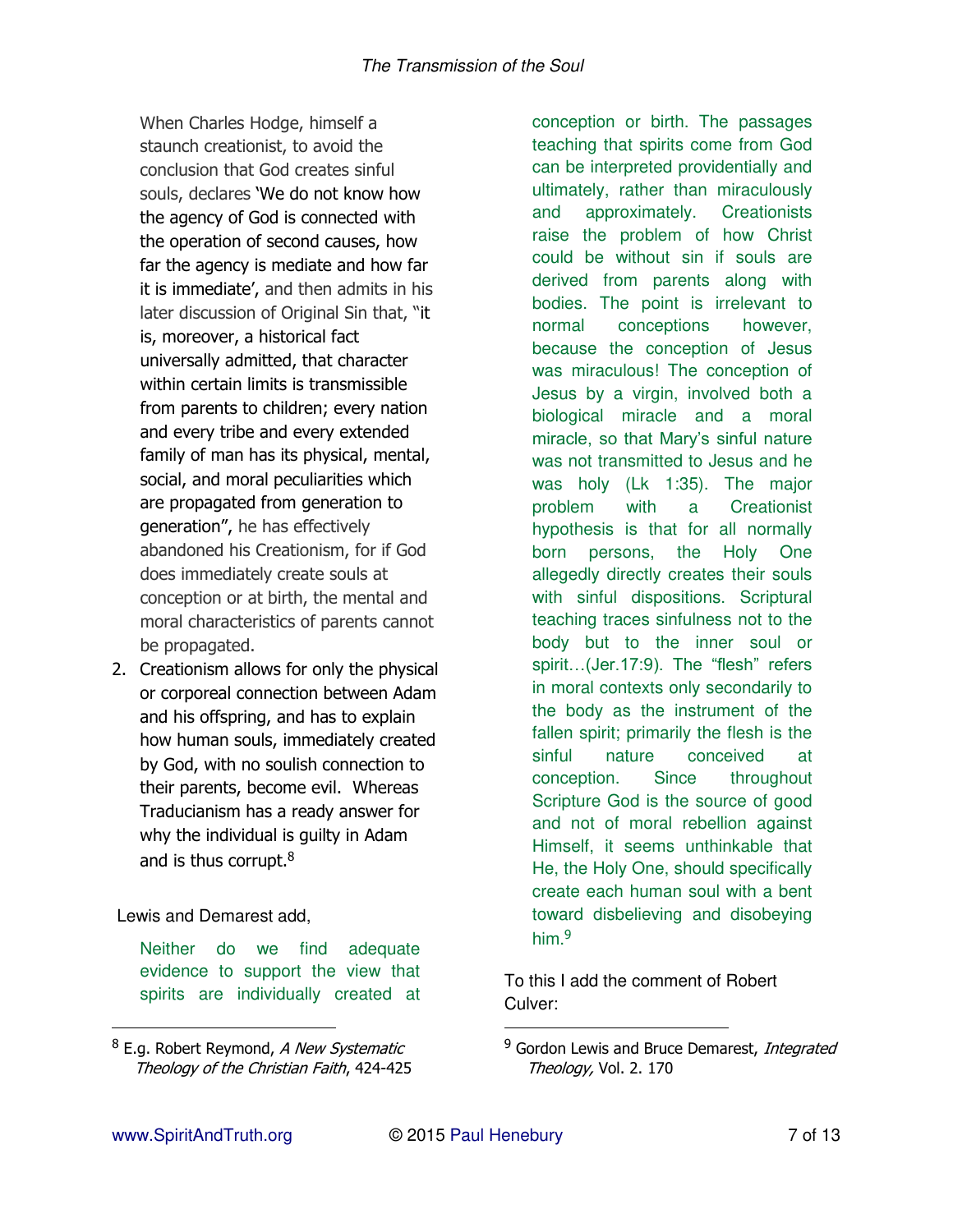When Charles Hodge, himself a staunch creationist, to avoid the conclusion that God creates sinful souls, declares 'We do not know how the agency of God is connected with the operation of second causes, how far the agency is mediate and how far it is immediate', and then admits in his later discussion of Original Sin that, "it is, moreover, a historical fact universally admitted, that character within certain limits is transmissible from parents to children; every nation and every tribe and every extended family of man has its physical, mental, social, and moral peculiarities which are propagated from generation to generation", he has effectively abandoned his Creationism, for if God does immediately create souls at conception or at birth, the mental and moral characteristics of parents cannot be propagated.

2. Creationism allows for only the physical or corporeal connection between Adam and his offspring, and has to explain how human souls, immediately created by God, with no soulish connection to their parents, become evil. Whereas Traducianism has a ready answer for why the individual is guilty in Adam and is thus corrupt.[8]

Lewis and Demarest add,

> Neither do we find adequate evidence to support the view that spirits are individually created at conception or birth. The passages teaching that spirits come from God can be interpreted providentially and ultimately, rather than miraculously and approximately. Creationists raise the problem of how Christ could be without sin if souls are derived from parents along with bodies. The point is irrelevant to normal conceptions however, because the conception of Jesus was miraculous! The conception of Jesus by a virgin, involved both a biological miracle and a moral miracle, so that Mary's sinful nature was not transmitted to Jesus and he was holy (Lk 1:35). The major problem with a Creationist hypothesis is that for all normally born persons, the Holy One allegedly directly creates their souls with sinful dispositions. Scriptural teaching traces sinfulness not to the body but to the inner soul or spirit…(Jer.17:9). The "flesh" refers in moral contexts only secondarily to the body as the instrument of the fallen spirit; primarily the flesh is the sinful nature conceived at conception. Since throughout Scripture God is the source of good and not of moral rebellion against Himself, it seems unthinkable that He, the Holy One, should specifically create each human soul with a bent toward disbelieving and disobeying him.[9]

To this I add the comment of Robert Culver:

---

[8] E.g. Robert Reymond, *A New Systematic Theology of the Christian Faith*, 424-425

[9] Gordon Lewis and Bruce Demarest, *Integrated Theology,* Vol. 2. 170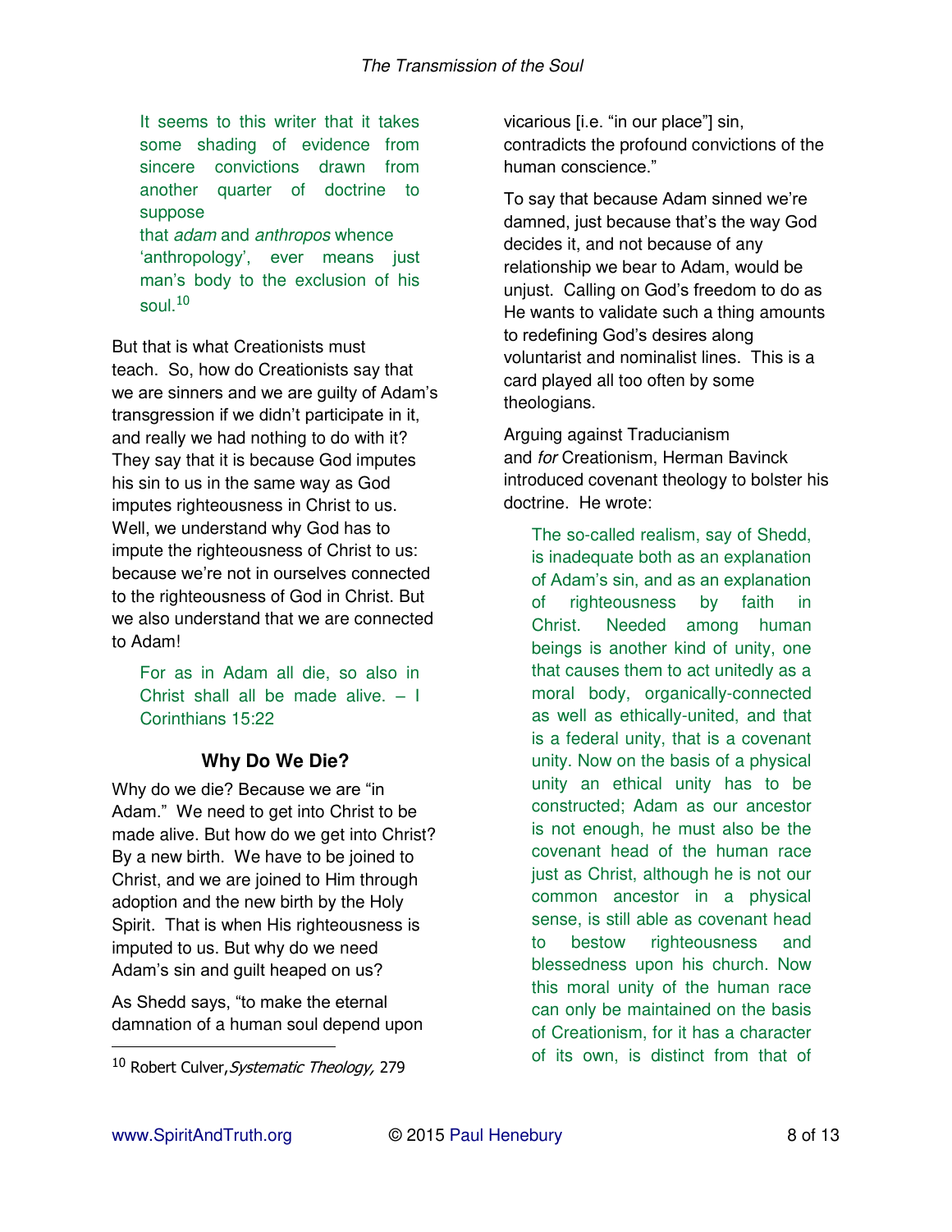> It seems to this writer that it takes some shading of evidence from sincere convictions drawn from another quarter of doctrine to suppose
> that *adam* and *anthropos* whence 'anthropology', ever means just man's body to the exclusion of his soul.[10]

But that is what Creationists must teach. So, how do Creationists say that we are sinners and we are guilty of Adam's transgression if we didn't participate in it, and really we had nothing to do with it? They say that it is because God imputes his sin to us in the same way as God imputes righteousness in Christ to us. Well, we understand why God has to impute the righteousness of Christ to us: because we're not in ourselves connected to the righteousness of God in Christ. But we also understand that we are connected to Adam!

> For as in Adam all die, so also in Christ shall all be made alive. – I Corinthians 15:22

### Why Do We Die?

Why do we die? Because we are "in Adam." We need to get into Christ to be made alive. But how do we get into Christ? By a new birth. We have to be joined to Christ, and we are joined to Him through adoption and the new birth by the Holy Spirit. That is when His righteousness is imputed to us. But why do we need Adam's sin and guilt heaped on us?

As Shedd says, "to make the eternal damnation of a human soul depend upon vicarious [i.e. "in our place"] sin, contradicts the profound convictions of the human conscience."

To say that because Adam sinned we're damned, just because that's the way God decides it, and not because of any relationship we bear to Adam, would be unjust. Calling on God's freedom to do as He wants to validate such a thing amounts to redefining God's desires along voluntarist and nominalist lines. This is a card played all too often by some theologians.

Arguing against Traducianism and *for* Creationism, Herman Bavinck introduced covenant theology to bolster his doctrine. He wrote:

> The so-called realism, say of Shedd, is inadequate both as an explanation of Adam's sin, and as an explanation of righteousness by faith in Christ. Needed among human beings is another kind of unity, one that causes them to act unitedly as a moral body, organically-connected as well as ethically-united, and that is a federal unity, that is a covenant unity. Now on the basis of a physical unity an ethical unity has to be constructed; Adam as our ancestor is not enough, he must also be the covenant head of the human race just as Christ, although he is not our common ancestor in a physical sense, is still able as covenant head to bestow righteousness and blessedness upon his church. Now this moral unity of the human race can only be maintained on the basis of Creationism, for it has a character of its own, is distinct from that of

---

[10] Robert Culver, *Systematic Theology,* 279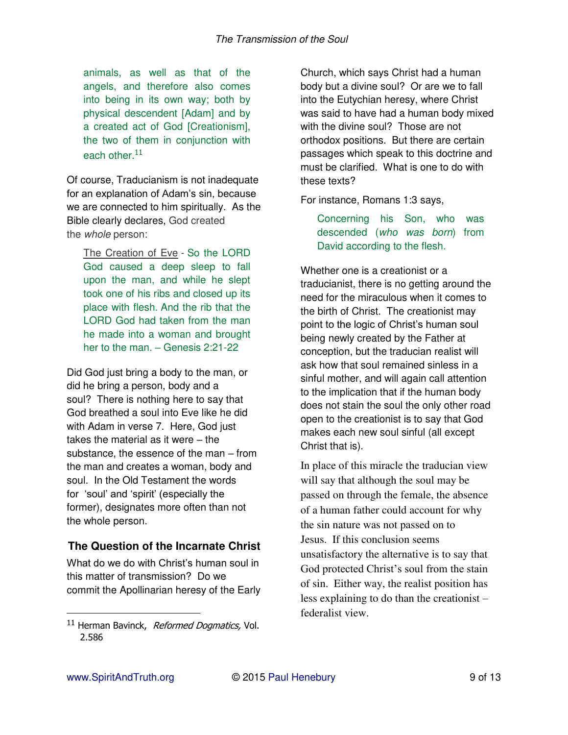> animals, as well as that of the angels, and therefore also comes into being in its own way; both by physical descendent [Adam] and by a created act of God [Creationism], the two of them in conjunction with each other.[11]

Of course, Traducianism is not inadequate for an explanation of Adam's sin, because we are connected to him spiritually. As the Bible clearly declares, God created the *whole* person:

> The Creation of Eve - So the LORD God caused a deep sleep to fall upon the man, and while he slept took one of his ribs and closed up its place with flesh. And the rib that the LORD God had taken from the man he made into a woman and brought her to the man. – Genesis 2:21-22

Did God just bring a body to the man, or did he bring a person, body and a soul? There is nothing here to say that God breathed a soul into Eve like he did with Adam in verse 7. Here, God just takes the material as it were – the substance, the essence of the man – from the man and creates a woman, body and soul. In the Old Testament the words for 'soul' and 'spirit' (especially the former), designates more often than not the whole person.

### The Question of the Incarnate Christ

What do we do with Christ's human soul in this matter of transmission? Do we commit the Apollinarian heresy of the Early Church, which says Christ had a human body but a divine soul? Or are we to fall into the Eutychian heresy, where Christ was said to have had a human body mixed with the divine soul? Those are not orthodox positions. But there are certain passages which speak to this doctrine and must be clarified. What is one to do with these texts?

For instance, Romans 1:3 says,

> Concerning his Son, who was descended (*who was born*) from David according to the flesh.

Whether one is a creationist or a traducianist, there is no getting around the need for the miraculous when it comes to the birth of Christ. The creationist may point to the logic of Christ's human soul being newly created by the Father at conception, but the traducian realist will ask how that soul remained sinless in a sinful mother, and will again call attention to the implication that if the human body does not stain the soul the only other road open to the creationist is to say that God makes each new soul sinful (all except Christ that is).

In place of this miracle the traducian view will say that although the soul may be passed on through the female, the absence of a human father could account for why the sin nature was not passed on to Jesus. If this conclusion seems unsatisfactory the alternative is to say that God protected Christ's soul from the stain of sin. Either way, the realist position has less explaining to do than the creationist – federalist view.

---

[11] Herman Bavinck, *Reformed Dogmatics,* Vol. 2.586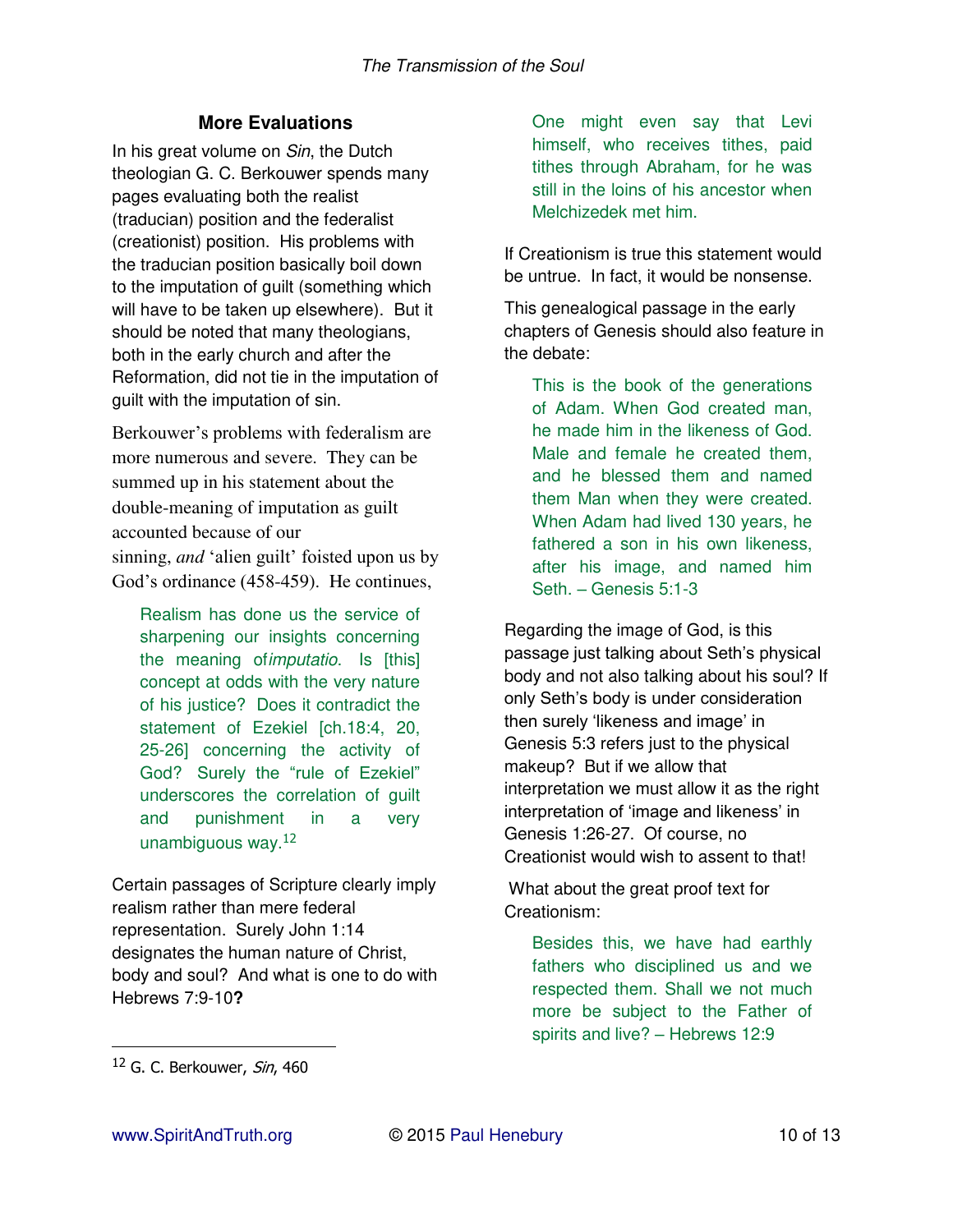## More Evaluations

In his great volume on *Sin*, the Dutch theologian G. C. Berkouwer spends many pages evaluating both the realist (traducian) position and the federalist (creationist) position. His problems with the traducian position basically boil down to the imputation of guilt (something which will have to be taken up elsewhere). But it should be noted that many theologians, both in the early church and after the Reformation, did not tie in the imputation of guilt with the imputation of sin.

Berkouwer's problems with federalism are more numerous and severe. They can be summed up in his statement about the double-meaning of imputation as guilt accounted because of our sinning, *and* 'alien guilt' foisted upon us by God's ordinance (458-459). He continues,

> Realism has done us the service of sharpening our insights concerning the meaning of *imputatio*. Is [this] concept at odds with the very nature of his justice? Does it contradict the statement of Ezekiel [ch.18:4, 20, 25-26] concerning the activity of God? Surely the "rule of Ezekiel" underscores the correlation of guilt and punishment in a very unambiguous way.[12]

Certain passages of Scripture clearly imply realism rather than mere federal representation. Surely John 1:14 designates the human nature of Christ, body and soul? And what is one to do with Hebrews 7:9-10**?**

> One might even say that Levi himself, who receives tithes, paid tithes through Abraham, for he was still in the loins of his ancestor when Melchizedek met him.

If Creationism is true this statement would be untrue. In fact, it would be nonsense.

This genealogical passage in the early chapters of Genesis should also feature in the debate:

> This is the book of the generations of Adam. When God created man, he made him in the likeness of God. Male and female he created them, and he blessed them and named them Man when they were created. When Adam had lived 130 years, he fathered a son in his own likeness, after his image, and named him Seth. – Genesis 5:1-3

Regarding the image of God, is this passage just talking about Seth's physical body and not also talking about his soul? If only Seth's body is under consideration then surely 'likeness and image' in Genesis 5:3 refers just to the physical makeup? But if we allow that interpretation we must allow it as the right interpretation of 'image and likeness' in Genesis 1:26-27. Of course, no Creationist would wish to assent to that!

What about the great proof text for Creationism:

> Besides this, we have had earthly fathers who disciplined us and we respected them. Shall we not much more be subject to the Father of spirits and live? – Hebrews 12:9

---

[12] G. C. Berkouwer, *Sin*, 460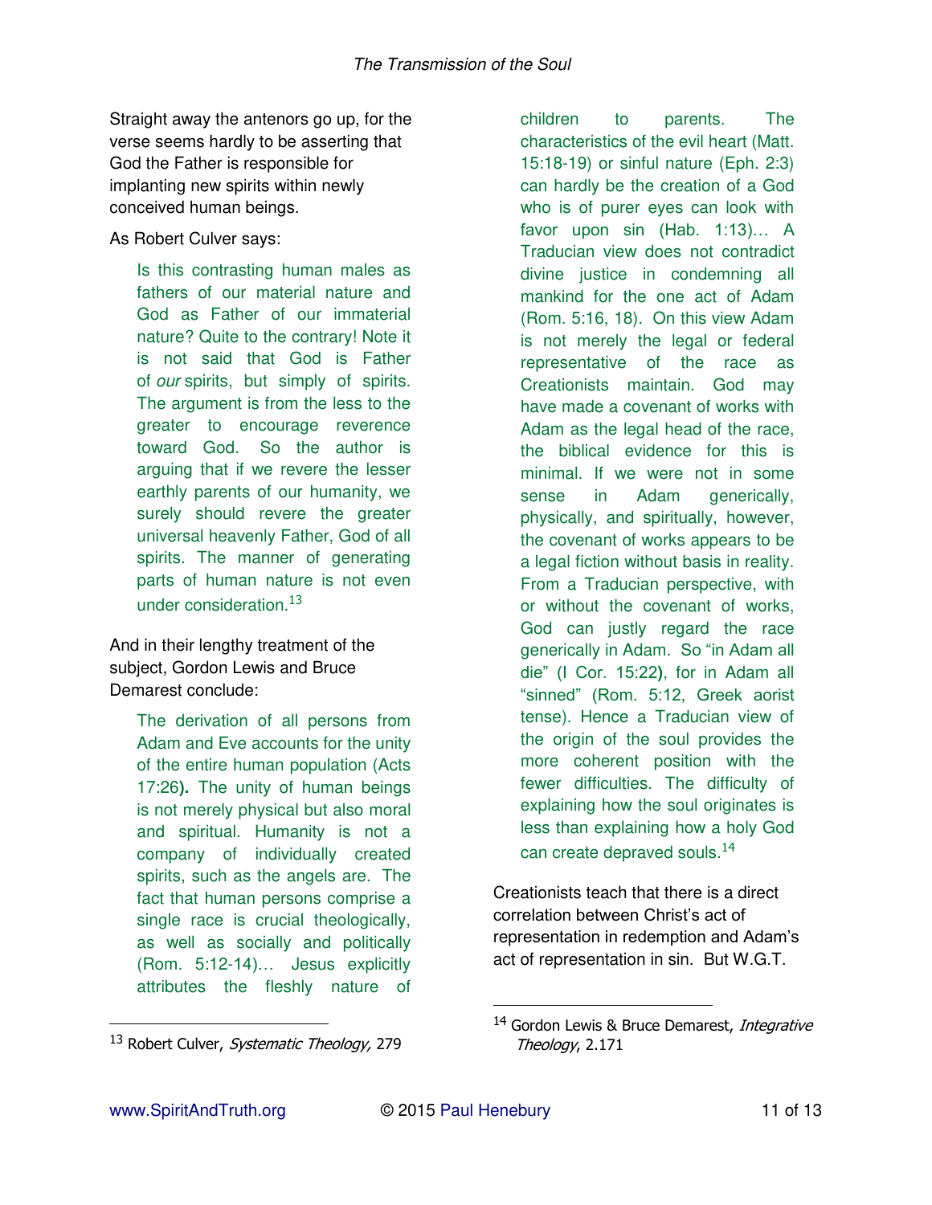Straight away the antenors go up, for the verse seems hardly to be asserting that God the Father is responsible for implanting new spirits within newly conceived human beings.

As Robert Culver says:

> Is this contrasting human males as fathers of our material nature and God as Father of our immaterial nature? Quite to the contrary! Note it is not said that God is Father of *our* spirits, but simply of spirits. The argument is from the less to the greater to encourage reverence toward God. So the author is arguing that if we revere the lesser earthly parents of our humanity, we surely should revere the greater universal heavenly Father, God of all spirits. The manner of generating parts of human nature is not even under consideration.[13]

And in their lengthy treatment of the subject, Gordon Lewis and Bruce Demarest conclude:

> The derivation of all persons from Adam and Eve accounts for the unity of the entire human population (Acts 17:26**)**. The unity of human beings is not merely physical but also moral and spiritual. Humanity is not a company of individually created spirits, such as the angels are. The fact that human persons comprise a single race is crucial theologically, as well as socially and politically (Rom. 5:12-14)… Jesus explicitly attributes the fleshly nature of children to parents. The characteristics of the evil heart (Matt. 15:18-19) or sinful nature (Eph. 2:3) can hardly be the creation of a God who is of purer eyes can look with favor upon sin (Hab. 1:13)… A Traducian view does not contradict divine justice in condemning all mankind for the one act of Adam (Rom. 5:16, 18). On this view Adam is not merely the legal or federal representative of the race as Creationists maintain. God may have made a covenant of works with Adam as the legal head of the race, the biblical evidence for this is minimal. If we were not in some sense in Adam generically, physically, and spiritually, however, the covenant of works appears to be a legal fiction without basis in reality. From a Traducian perspective, with or without the covenant of works, God can justly regard the race generically in Adam. So "in Adam all die" (I Cor. 15:22**)**, for in Adam all "sinned" (Rom. 5:12, Greek aorist tense). Hence a Traducian view of the origin of the soul provides the more coherent position with the fewer difficulties. The difficulty of explaining how the soul originates is less than explaining how a holy God can create depraved souls.[14]

Creationists teach that there is a direct correlation between Christ's act of representation in redemption and Adam's act of representation in sin. But W.G.T.

---

[13] Robert Culver, *Systematic Theology,* 279

[14] Gordon Lewis & Bruce Demarest, *Integrative Theology*, 2.171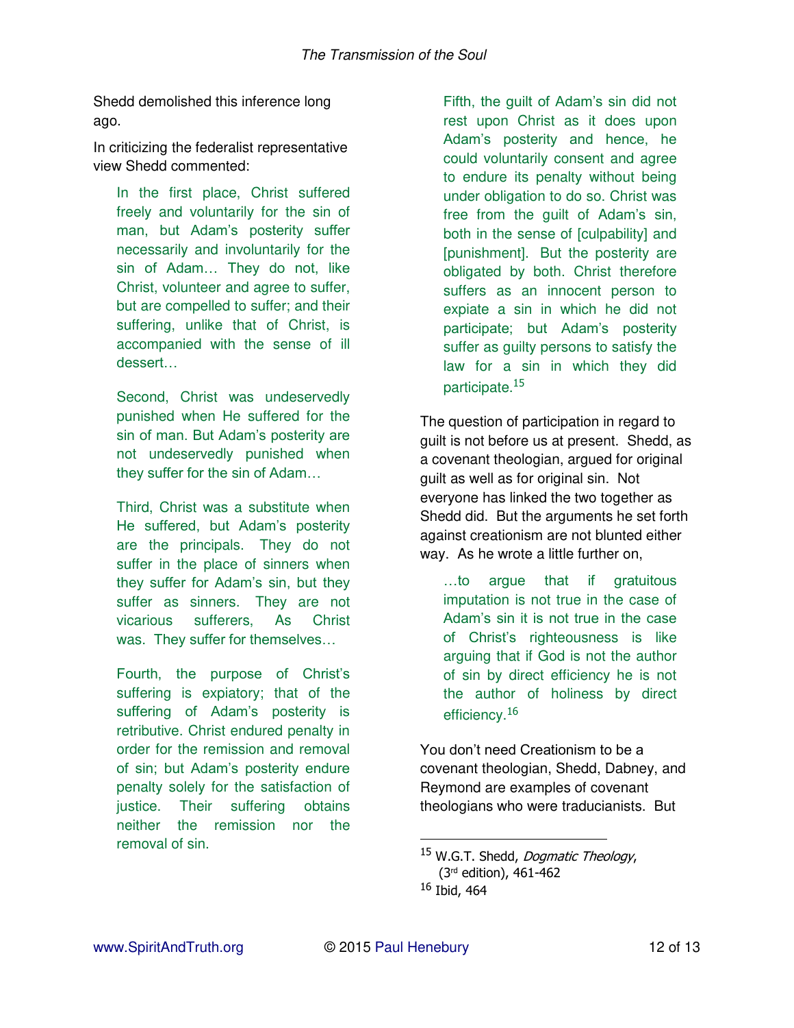Shedd demolished this inference long ago.

In criticizing the federalist representative view Shedd commented:

> In the first place, Christ suffered freely and voluntarily for the sin of man, but Adam's posterity suffer necessarily and involuntarily for the sin of Adam… They do not, like Christ, volunteer and agree to suffer, but are compelled to suffer; and their suffering, unlike that of Christ, is accompanied with the sense of ill dessert…
>
> Second, Christ was undeservedly punished when He suffered for the sin of man. But Adam's posterity are not undeservedly punished when they suffer for the sin of Adam…
>
> Third, Christ was a substitute when He suffered, but Adam's posterity are the principals. They do not suffer in the place of sinners when they suffer for Adam's sin, but they suffer as sinners. They are not vicarious sufferers, As Christ was. They suffer for themselves…
>
> Fourth, the purpose of Christ's suffering is expiatory; that of the suffering of Adam's posterity is retributive. Christ endured penalty in order for the remission and removal of sin; but Adam's posterity endure penalty solely for the satisfaction of justice. Their suffering obtains neither the remission nor the removal of sin.
>
> Fifth, the guilt of Adam's sin did not rest upon Christ as it does upon Adam's posterity and hence, he could voluntarily consent and agree to endure its penalty without being under obligation to do so. Christ was free from the guilt of Adam's sin, both in the sense of [culpability] and [punishment]. But the posterity are obligated by both. Christ therefore suffers as an innocent person to expiate a sin in which he did not participate; but Adam's posterity suffer as guilty persons to satisfy the law for a sin in which they did participate.[15]

The question of participation in regard to guilt is not before us at present. Shedd, as a covenant theologian, argued for original guilt as well as for original sin. Not everyone has linked the two together as Shedd did. But the arguments he set forth against creationism are not blunted either way. As he wrote a little further on,

> …to argue that if gratuitous imputation is not true in the case of Adam's sin it is not true in the case of Christ's righteousness is like arguing that if God is not the author of sin by direct efficiency he is not the author of holiness by direct efficiency.[16]

You don't need Creationism to be a covenant theologian, Shedd, Dabney, and Reymond are examples of covenant theologians who were traducianists. But

---

[15] W.G.T. Shedd, *Dogmatic Theology*, (3rd edition), 461-462

[16] Ibid, 464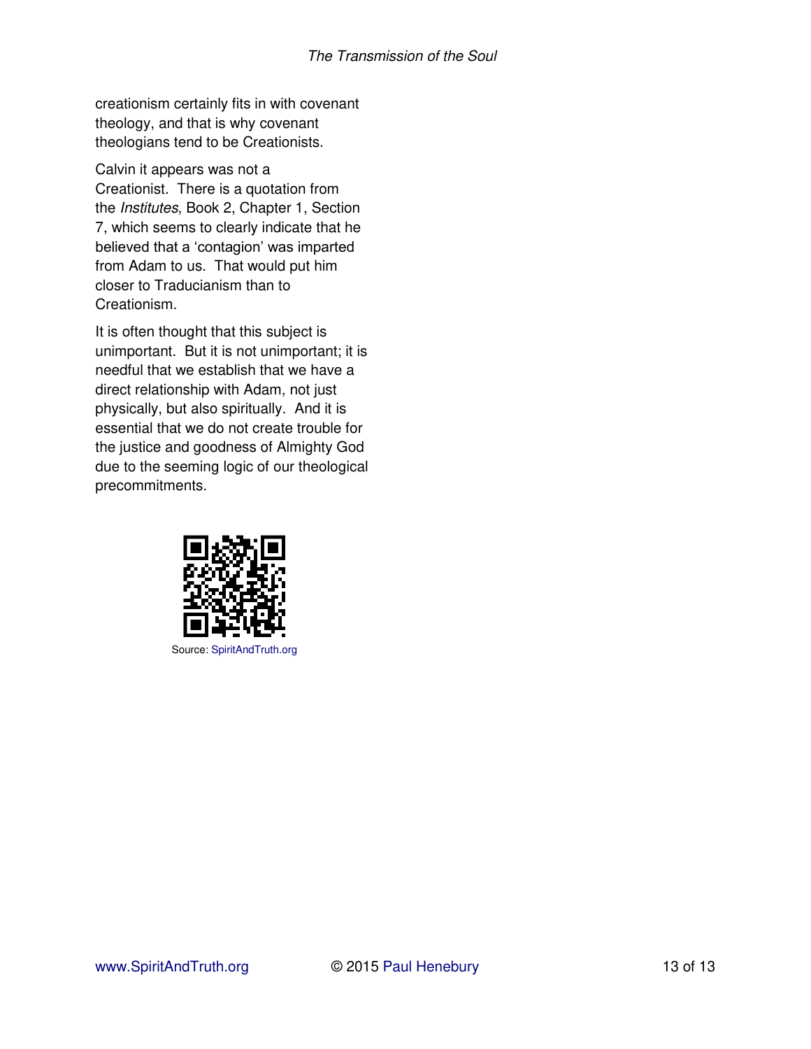creationism certainly fits in with covenant theology, and that is why covenant theologians tend to be Creationists.

Calvin it appears was not a Creationist. There is a quotation from the *Institutes*, Book 2, Chapter 1, Section 7, which seems to clearly indicate that he believed that a 'contagion' was imparted from Adam to us. That would put him closer to Traducianism than to Creationism.

It is often thought that this subject is unimportant. But it is not unimportant; it is needful that we establish that we have a direct relationship with Adam, not just physically, but also spiritually. And it is essential that we do not create trouble for the justice and goodness of Almighty God due to the seeming logic of our theological precommitments.

Source: SpiritAndTruth.org